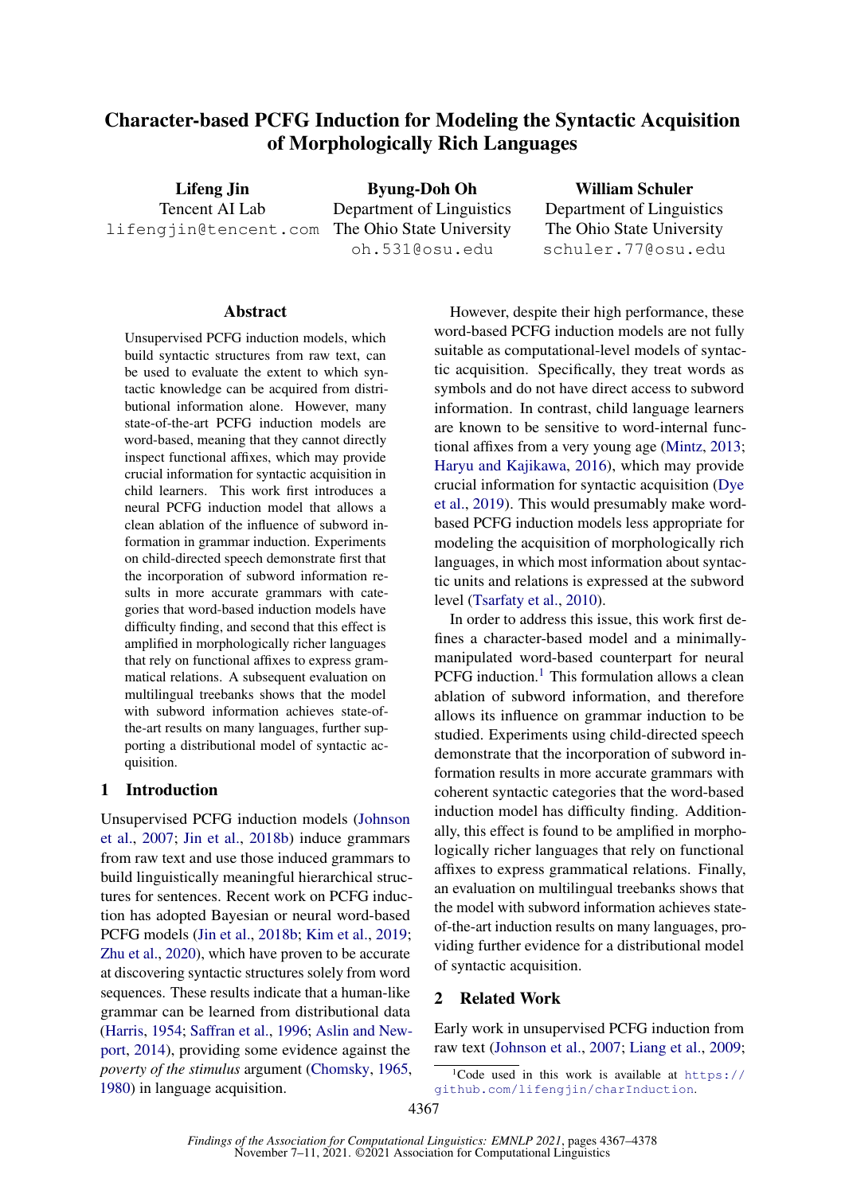# Character-based PCFG Induction for Modeling the Syntactic Acquisition of Morphologically Rich Languages

**Lifeng Jin**
Tencent AI Lab
lifengjin@tencent.com

**Byung-Doh Oh**
Department of Linguistics
The Ohio State University
oh.531@osu.edu

**William Schuler**
Department of Linguistics
The Ohio State University
schuler.77@osu.edu

## Abstract

Unsupervised PCFG induction models, which build syntactic structures from raw text, can be used to evaluate the extent to which syntactic knowledge can be acquired from distributional information alone. However, many state-of-the-art PCFG induction models are word-based, meaning that they cannot directly inspect functional affixes, which may provide crucial information for syntactic acquisition in child learners. This work first introduces a neural PCFG induction model that allows a clean ablation of the influence of subword information in grammar induction. Experiments on child-directed speech demonstrate first that the incorporation of subword information results in more accurate grammars with categories that word-based induction models have difficulty finding, and second that this effect is amplified in morphologically richer languages that rely on functional affixes to express grammatical relations. A subsequent evaluation on multilingual treebanks shows that the model with subword information achieves state-of-the-art results on many languages, further supporting a distributional model of syntactic acquisition.

## 1 Introduction

Unsupervised PCFG induction models (Johnson et al., 2007; Jin et al., 2018b) induce grammars from raw text and use those induced grammars to build linguistically meaningful hierarchical structures for sentences. Recent work on PCFG induction has adopted Bayesian or neural word-based PCFG models (Jin et al., 2018b; Kim et al., 2019; Zhu et al., 2020), which have proven to be accurate at discovering syntactic structures solely from word sequences. These results indicate that a human-like grammar can be learned from distributional data (Harris, 1954; Saffran et al., 1996; Aslin and Newport, 2014), providing some evidence against the *poverty of the stimulus* argument (Chomsky, 1965, 1980) in language acquisition.

However, despite their high performance, these word-based PCFG induction models are not fully suitable as computational-level models of syntactic acquisition. Specifically, they treat words as symbols and do not have direct access to subword information. In contrast, child language learners are known to be sensitive to word-internal functional affixes from a very young age (Mintz, 2013; Haryu and Kajikawa, 2016), which may provide crucial information for syntactic acquisition (Dye et al., 2019). This would presumably make word-based PCFG induction models less appropriate for modeling the acquisition of morphologically rich languages, in which most information about syntactic units and relations is expressed at the subword level (Tsarfaty et al., 2010).

In order to address this issue, this work first defines a character-based model and a minimally-manipulated word-based counterpart for neural PCFG induction.[1] This formulation allows a clean ablation of subword information, and therefore allows its influence on grammar induction to be studied. Experiments using child-directed speech demonstrate that the incorporation of subword information results in more accurate grammars with coherent syntactic categories that the word-based induction model has difficulty finding. Additionally, this effect is found to be amplified in morphologically richer languages that rely on functional affixes to express grammatical relations. Finally, an evaluation on multilingual treebanks shows that the model with subword information achieves state-of-the-art induction results on many languages, providing further evidence for a distributional model of syntactic acquisition.

## 2 Related Work

Early work in unsupervised PCFG induction from raw text (Johnson et al., 2007; Liang et al., 2009;

[1] Code used in this work is available at https://github.com/lifengjin/charInduction.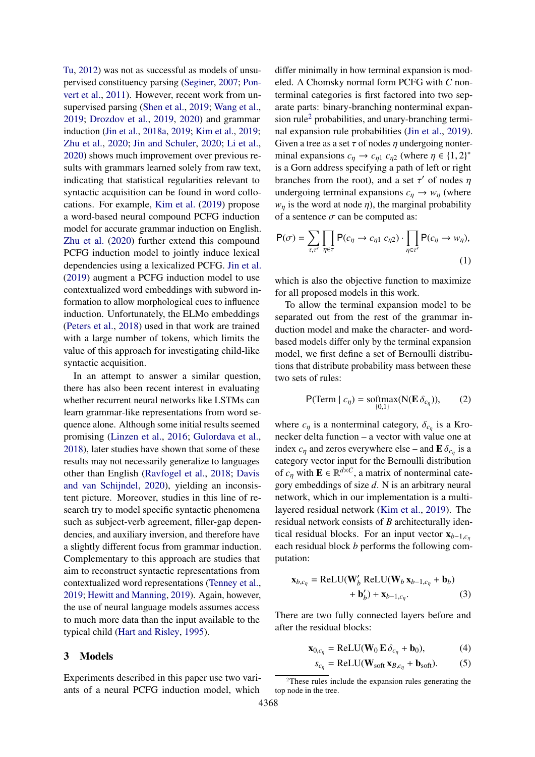Tu, 2012) was not as successful as models of unsupervised constituency parsing (Seginer, 2007; Ponvert et al., 2011). However, recent work from unsupervised parsing (Shen et al., 2019; Wang et al., 2019; Drozdov et al., 2019, 2020) and grammar induction (Jin et al., 2018a, 2019; Kim et al., 2019; Zhu et al., 2020; Jin and Schuler, 2020; Li et al., 2020) shows much improvement over previous results with grammars learned solely from raw text, indicating that statistical regularities relevant to syntactic acquisition can be found in word collocations. For example, Kim et al. (2019) propose a word-based neural compound PCFG induction model for accurate grammar induction on English. Zhu et al. (2020) further extend this compound PCFG induction model to jointly induce lexical dependencies using a lexicalized PCFG. Jin et al. (2019) augment a PCFG induction model to use contextualized word embeddings with subword information to allow morphological cues to influence induction. Unfortunately, the ELMo embeddings (Peters et al., 2018) used in that work are trained with a large number of tokens, which limits the value of this approach for investigating child-like syntactic acquisition.

In an attempt to answer a similar question, there has also been recent interest in evaluating whether recurrent neural networks like LSTMs can learn grammar-like representations from word sequence alone. Although some initial results seemed promising (Linzen et al., 2016; Gulordava et al., 2018), later studies have shown that some of these results may not necessarily generalize to languages other than English (Ravfogel et al., 2018; Davis and van Schijndel, 2020), yielding an inconsistent picture. Moreover, studies in this line of research try to model specific syntactic phenomena such as subject-verb agreement, filler-gap dependencies, and auxiliary inversion, and therefore have a slightly different focus from grammar induction. Complementary to this approach are studies that aim to reconstruct syntactic representations from contextualized word representations (Tenney et al., 2019; Hewitt and Manning, 2019). Again, however, the use of neural language models assumes access to much more data than the input available to the typical child (Hart and Risley, 1995).

## 3 Models

Experiments described in this paper use two variants of a neural PCFG induction model, which differ minimally in how terminal expansion is modeled. A Chomsky normal form PCFG with $C$ nonterminal categories is first factored into two separate parts: binary-branching nonterminal expansion rule[2] probabilities, and unary-branching terminal expansion rule probabilities (Jin et al., 2019). Given a tree as a set $\tau$ of nodes $\eta$ undergoing nonterminal expansions $c_\eta \to c_{\eta 1}\ c_{\eta 2}$ (where $\eta \in \{1,2\}^*$ is a Gorn address specifying a path of left or right branches from the root), and a set $\tau'$ of nodes $\eta$ undergoing terminal expansions $c_\eta \to w_\eta$ (where $w_\eta$ is the word at node $\eta$), the marginal probability of a sentence $\sigma$ can be computed as:

$$\mathsf{P}(\sigma) = \sum_{\tau,\tau'} \prod_{\eta \in \tau} \mathsf{P}(c_\eta \to c_{\eta 1}\ c_{\eta 2}) \cdot \prod_{\eta \in \tau'} \mathsf{P}(c_\eta \to w_\eta), \tag{1}$$

which is also the objective function to maximize for all proposed models in this work.

To allow the terminal expansion model to be separated out from the rest of the grammar induction model and make the character- and word-based models differ only by the terminal expansion model, we first define a set of Bernoulli distributions that distribute probability mass between these two sets of rules:

$$\mathsf{P}(\text{Term} \mid c_\eta) = \underset{\{0,1\}}{\text{softmax}}(\mathsf{N}(\mathbf{E}\, \delta_{c_\eta})), \tag{2}$$

where $c_\eta$ is a nonterminal category, $\delta_{c_\eta}$ is a Kronecker delta function – a vector with value one at index $c_\eta$ and zeros everywhere else – and $\mathbf{E}\, \delta_{c_\eta}$ is a category vector input for the Bernoulli distribution of $c_\eta$ with $\mathbf{E} \in \mathbb{R}^{d \times C}$, a matrix of nonterminal category embeddings of size $d$. N is an arbitrary neural network, which in our implementation is a multi-layered residual network (Kim et al., 2019). The residual network consists of $B$ architecturally identical residual blocks. For an input vector $\mathbf{x}_{b-1,c_\eta}$ each residual block $b$ performs the following computation:

$$\mathbf{x}_{b,c_\eta} = \text{ReLU}(\mathbf{W}'_b\ \text{ReLU}(\mathbf{W}_b\, \mathbf{x}_{b-1,c_\eta} + \mathbf{b}_b) + \mathbf{b}'_b) + \mathbf{x}_{b-1,c_\eta}. \tag{3}$$

There are two fully connected layers before and after the residual blocks:

$$\mathbf{x}_{0,c_\eta} = \text{ReLU}(\mathbf{W}_0\, \mathbf{E}\, \delta_{c_\eta} + \mathbf{b}_0), \tag{4}$$

$$s_{c_\eta} = \text{ReLU}(\mathbf{W}_{\text{soft}}\, \mathbf{x}_{B,c_\eta} + \mathbf{b}_{\text{soft}}). \tag{5}$$

[2]These rules include the expansion rules generating the top node in the tree.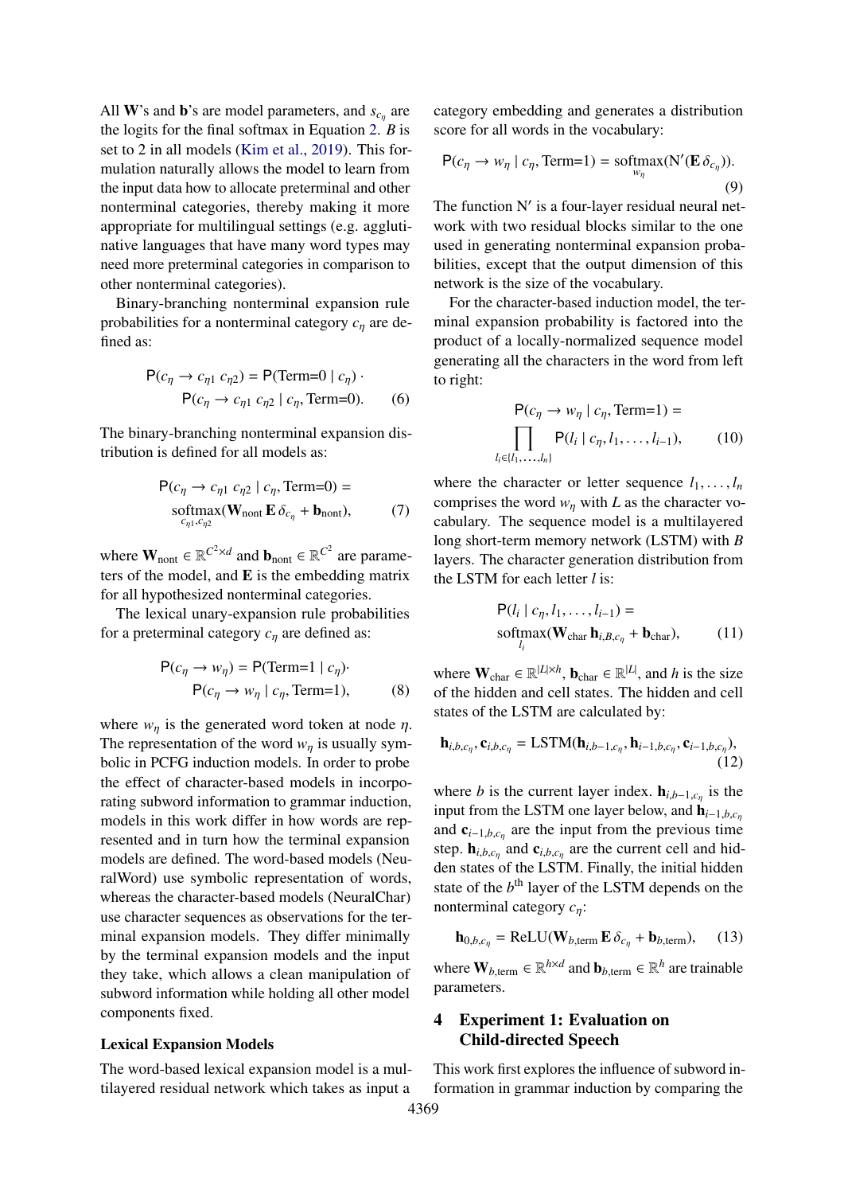All $\mathbf{W}$'s and $\mathbf{b}$'s are model parameters, and $s_{c_\eta}$ are the logits for the final softmax in Equation 2. $B$ is set to 2 in all models (Kim et al., 2019). This formulation naturally allows the model to learn from the input data how to allocate preterminal and other nonterminal categories, thereby making it more appropriate for multilingual settings (e.g. agglutinative languages that have many word types may need more preterminal categories in comparison to other nonterminal categories).

Binary-branching nonterminal expansion rule probabilities for a nonterminal category $c_\eta$ are defined as:

$$\mathsf{P}(c_\eta \rightarrow c_{\eta 1}\ c_{\eta 2}) = \mathsf{P}(\text{Term=0} \mid c_\eta) \cdot \mathsf{P}(c_\eta \rightarrow c_{\eta 1}\ c_{\eta 2} \mid c_\eta, \text{Term=0}). \quad (6)$$

The binary-branching nonterminal expansion distribution is defined for all models as:

$$\mathsf{P}(c_\eta \rightarrow c_{\eta 1}\ c_{\eta 2} \mid c_\eta, \text{Term=0}) = \underset{c_{\eta 1}, c_{\eta 2}}{\text{softmax}}(\mathbf{W}_{\text{nont}}\, \mathbf{E}\, \delta_{c_\eta} + \mathbf{b}_{\text{nont}}), \quad (7)$$

where $\mathbf{W}_{\text{nont}} \in \mathbb{R}^{C^2 \times d}$ and $\mathbf{b}_{\text{nont}} \in \mathbb{R}^{C^2}$ are parameters of the model, and $\mathbf{E}$ is the embedding matrix for all hypothesized nonterminal categories.

The lexical unary-expansion rule probabilities for a preterminal category $c_\eta$ are defined as:

$$\mathsf{P}(c_\eta \rightarrow w_\eta) = \mathsf{P}(\text{Term=1} \mid c_\eta) \cdot \mathsf{P}(c_\eta \rightarrow w_\eta \mid c_\eta, \text{Term=1}), \quad (8)$$

where $w_\eta$ is the generated word token at node $\eta$. The representation of the word $w_\eta$ is usually symbolic in PCFG induction models. In order to probe the effect of character-based models in incorporating subword information to grammar induction, models in this work differ in how words are represented and in turn how the terminal expansion models are defined. The word-based models (NeuralWord) use symbolic representation of words, whereas the character-based models (NeuralChar) use character sequences as observations for the terminal expansion models. They differ minimally by the terminal expansion models and the input they take, which allows a clean manipulation of subword information while holding all other model components fixed.

**Lexical Expansion Models**

The word-based lexical expansion model is a multilayered residual network which takes as input a category embedding and generates a distribution score for all words in the vocabulary:

$$\mathsf{P}(c_\eta \rightarrow w_\eta \mid c_\eta, \text{Term=1}) = \underset{w_\eta}{\text{softmax}}(\text{N}'(\mathbf{E}\, \delta_{c_\eta})). \quad (9)$$

The function N′ is a four-layer residual neural network with two residual blocks similar to the one used in generating nonterminal expansion probabilities, except that the output dimension of this network is the size of the vocabulary.

For the character-based induction model, the terminal expansion probability is factored into the product of a locally-normalized sequence model generating all the characters in the word from left to right:

$$\mathsf{P}(c_\eta \rightarrow w_\eta \mid c_\eta, \text{Term=1}) = \prod_{l_i \in \{l_1, \ldots, l_n\}} \mathsf{P}(l_i \mid c_\eta, l_1, \ldots, l_{i-1}), \quad (10)$$

where the character or letter sequence $l_1, \ldots, l_n$ comprises the word $w_\eta$ with $L$ as the character vocabulary. The sequence model is a multilayered long short-term memory network (LSTM) with $B$ layers. The character generation distribution from the LSTM for each letter $l$ is:

$$\mathsf{P}(l_i \mid c_\eta, l_1, \ldots, l_{i-1}) = \underset{l_i}{\text{softmax}}(\mathbf{W}_{\text{char}}\, \mathbf{h}_{i,B,c_\eta} + \mathbf{b}_{\text{char}}), \quad (11)$$

where $\mathbf{W}_{\text{char}} \in \mathbb{R}^{|L| \times h}$, $\mathbf{b}_{\text{char}} \in \mathbb{R}^{|L|}$, and $h$ is the size of the hidden and cell states. The hidden and cell states of the LSTM are calculated by:

$$\mathbf{h}_{i,b,c_\eta}, \mathbf{c}_{i,b,c_\eta} = \text{LSTM}(\mathbf{h}_{i,b-1,c_\eta}, \mathbf{h}_{i-1,b,c_\eta}, \mathbf{c}_{i-1,b,c_\eta}), \quad (12)$$

where $b$ is the current layer index. $\mathbf{h}_{i,b-1,c_\eta}$ is the input from the LSTM one layer below, and $\mathbf{h}_{i-1,b,c_\eta}$ and $\mathbf{c}_{i-1,b,c_\eta}$ are the input from the previous time step. $\mathbf{h}_{i,b,c_\eta}$ and $\mathbf{c}_{i,b,c_\eta}$ are the current cell and hidden states of the LSTM. Finally, the initial hidden state of the $b^{\text{th}}$ layer of the LSTM depends on the nonterminal category $c_\eta$:

$$\mathbf{h}_{0,b,c_\eta} = \text{ReLU}(\mathbf{W}_{b,\text{term}}\, \mathbf{E}\, \delta_{c_\eta} + \mathbf{b}_{b,\text{term}}), \quad (13)$$

where $\mathbf{W}_{b,\text{term}} \in \mathbb{R}^{h \times d}$ and $\mathbf{b}_{b,\text{term}} \in \mathbb{R}^{h}$ are trainable parameters.

## 4 Experiment 1: Evaluation on Child-directed Speech

This work first explores the influence of subword information in grammar induction by comparing the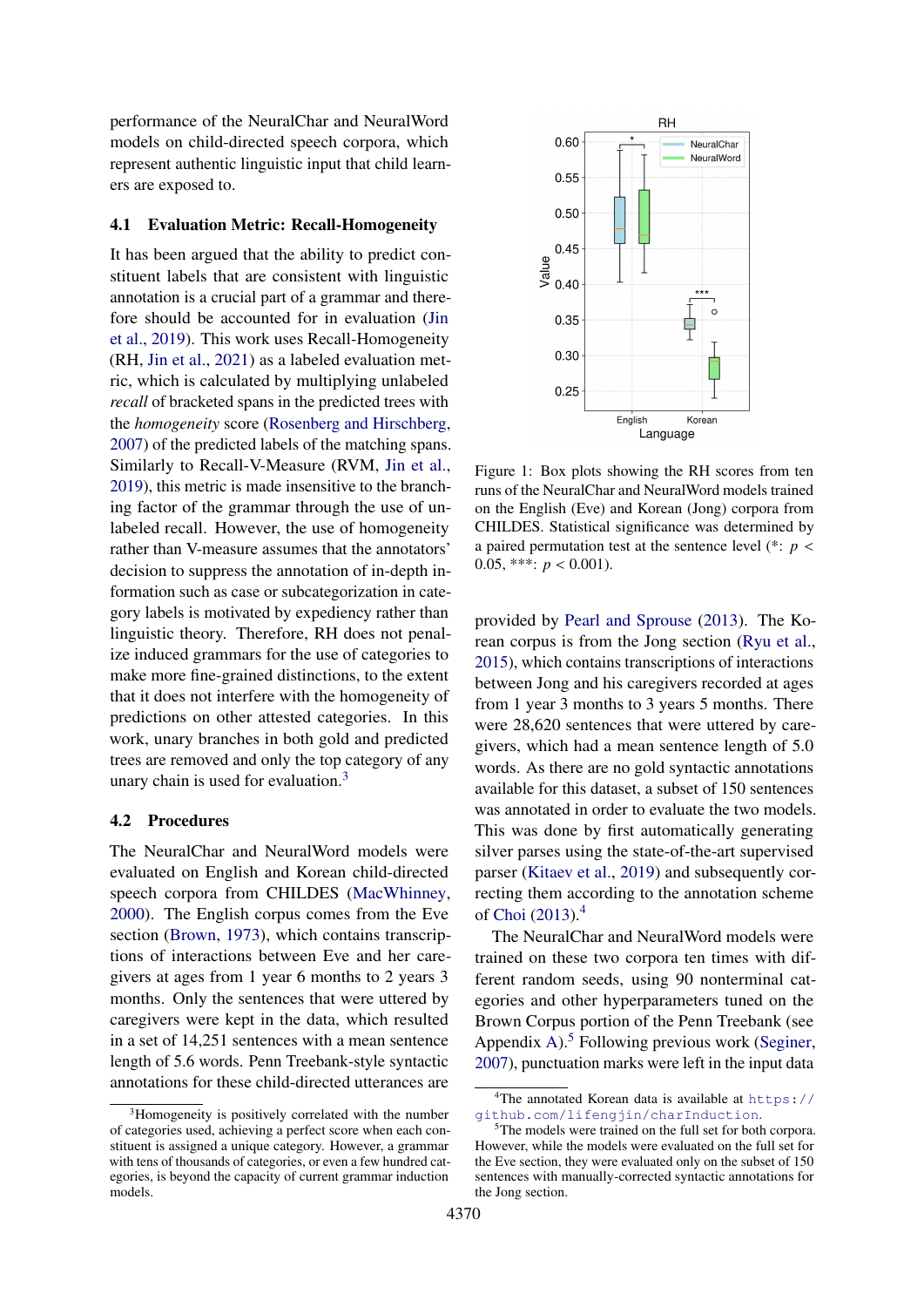performance of the NeuralChar and NeuralWord models on child-directed speech corpora, which represent authentic linguistic input that child learners are exposed to.

### 4.1 Evaluation Metric: Recall-Homogeneity

It has been argued that the ability to predict constituent labels that are consistent with linguistic annotation is a crucial part of a grammar and therefore should be accounted for in evaluation (Jin et al., 2019). This work uses Recall-Homogeneity (RH, Jin et al., 2021) as a labeled evaluation metric, which is calculated by multiplying unlabeled *recall* of bracketed spans in the predicted trees with the *homogeneity* score (Rosenberg and Hirschberg, 2007) of the predicted labels of the matching spans. Similarly to Recall-V-Measure (RVM, Jin et al., 2019), this metric is made insensitive to the branching factor of the grammar through the use of unlabeled recall. However, the use of homogeneity rather than V-measure assumes that the annotators' decision to suppress the annotation of in-depth information such as case or subcategorization in category labels is motivated by expediency rather than linguistic theory. Therefore, RH does not penalize induced grammars for the use of categories to make more fine-grained distinctions, to the extent that it does not interfere with the homogeneity of predictions on other attested categories. In this work, unary branches in both gold and predicted trees are removed and only the top category of any unary chain is used for evaluation.[3]

### 4.2 Procedures

The NeuralChar and NeuralWord models were evaluated on English and Korean child-directed speech corpora from CHILDES (MacWhinney, 2000). The English corpus comes from the Eve section (Brown, 1973), which contains transcriptions of interactions between Eve and her caregivers at ages from 1 year 6 months to 2 years 3 months. Only the sentences that were uttered by caregivers were kept in the data, which resulted in a set of 14,251 sentences with a mean sentence length of 5.6 words. Penn Treebank-style syntactic annotations for these child-directed utterances are provided by Pearl and Sprouse (2013). The Korean corpus is from the Jong section (Ryu et al., 2015), which contains transcriptions of interactions between Jong and his caregivers recorded at ages from 1 year 3 months to 3 years 5 months. There were 28,620 sentences that were uttered by caregivers, which had a mean sentence length of 5.0 words. As there are no gold syntactic annotations available for this dataset, a subset of 150 sentences was annotated in order to evaluate the two models. This was done by first automatically generating silver parses using the state-of-the-art supervised parser (Kitaev et al., 2019) and subsequently correcting them according to the annotation scheme of Choi (2013).[4]

The NeuralChar and NeuralWord models were trained on these two corpora ten times with different random seeds, using 90 nonterminal categories and other hyperparameters tuned on the Brown Corpus portion of the Penn Treebank (see Appendix A).[5] Following previous work (Seginer, 2007), punctuation marks were left in the input data

Figure 1: Box plots showing the RH scores from ten runs of the NeuralChar and NeuralWord models trained on the English (Eve) and Korean (Jong) corpora from CHILDES. Statistical significance was determined by a paired permutation test at the sentence level (*: $p < 0.05$, ***: $p < 0.001$).

---

[3] Homogeneity is positively correlated with the number of categories used, achieving a perfect score when each constituent is assigned a unique category. However, a grammar with tens of thousands of categories, or even a few hundred categories, is beyond the capacity of current grammar induction models.

[4] The annotated Korean data is available at https://github.com/lifengjin/charInduction.

[5] The models were trained on the full set for both corpora. However, while the models were evaluated on the full set for the Eve section, they were evaluated only on the subset of 150 sentences with manually-corrected syntactic annotations for the Jong section.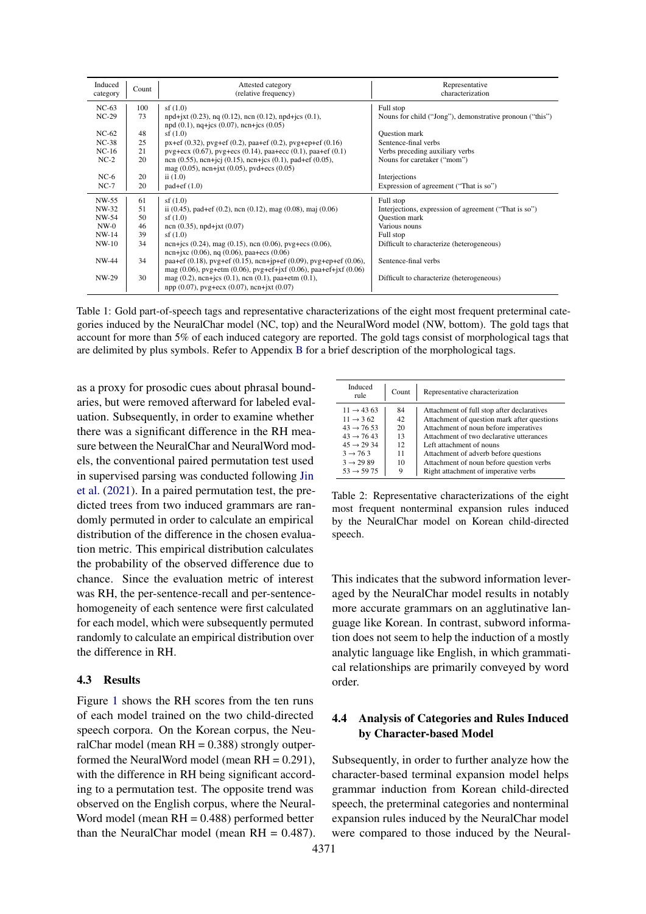| Induced category | Count | Attested category (relative frequency) | Representative characterization |
|---|---|---|---|
| NC-63 | 100 | sf (1.0) | Full stop |
| NC-29 | 73 | npd+jxt (0.23), nq (0.12), ncn (0.12), npd+jcs (0.1), npd (0.1), nq+jcs (0.07), ncn+jcs (0.05) | Nouns for child ("Jong"), demonstrative pronoun ("this") |
| NC-62 | 48 | sf (1.0) | Question mark |
| NC-38 | 25 | px+ef (0.32), pvg+ef (0.2), paa+ef (0.2), pvg+ep+ef (0.16) | Sentence-final verbs |
| NC-16 | 21 | pvg+ecx (0.67), pvg+ecs (0.14), paa+ecc (0.1), paa+ef (0.1) | Verbs preceding auxiliary verbs |
| NC-2 | 20 | ncn (0.55), ncn+jcj (0.15), ncn+jcs (0.1), pad+ef (0.05), mag (0.05), ncn+jxt (0.05), pvd+ecs (0.05) | Nouns for caretaker ("mom") |
| NC-6 | 20 | ii (1.0) | Interjections |
| NC-7 | 20 | pad+ef (1.0) | Expression of agreement ("That is so") |
| NW-55 | 61 | sf (1.0) | Full stop |
| NW-32 | 51 | ii (0.45), pad+ef (0.2), ncn (0.12), mag (0.08), maj (0.06) | Interjections, expression of agreement ("That is so") |
| NW-54 | 50 | sf (1.0) | Question mark |
| NW-0 | 46 | ncn (0.35), npd+jxt (0.07) | Various nouns |
| NW-14 | 39 | sf (1.0) | Full stop |
| NW-10 | 34 | ncn+jcs (0.24), mag (0.15), ncn (0.06), pvg+ecs (0.06), ncn+jxc (0.06), nq (0.06), paa+ecs (0.06) | Difficult to characterize (heterogeneous) |
| NW-44 | 34 | paa+ef (0.18), pvg+ef (0.15), ncn+jp+ef (0.09), pvg+ep+ef (0.06), mag (0.06), pvg+etm (0.06), pvg+ef+jxf (0.06), paa+ef+jxf (0.06) | Sentence-final verbs |
| NW-29 | 30 | mag (0.2), ncn+jcs (0.1), ncn (0.1), paa+etm (0.1), npp (0.07), pvg+ecx (0.07), ncn+jxt (0.07) | Difficult to characterize (heterogeneous) |

Table 1: Gold part-of-speech tags and representative characterizations of the eight most frequent preterminal categories induced by the NeuralChar model (NC, top) and the NeuralWord model (NW, bottom). The gold tags that account for more than 5% of each induced category are reported. The gold tags consist of morphological tags that are delimited by plus symbols. Refer to Appendix B for a brief description of the morphological tags.

as a proxy for prosodic cues about phrasal boundaries, but were removed afterward for labeled evaluation. Subsequently, in order to examine whether there was a significant difference in the RH measure between the NeuralChar and NeuralWord models, the conventional paired permutation test used in supervised parsing was conducted following Jin et al. (2021). In a paired permutation test, the predicted trees from two induced grammars are randomly permuted in order to calculate an empirical distribution of the difference in the chosen evaluation metric. This empirical distribution calculates the probability of the observed difference due to chance. Since the evaluation metric of interest was RH, the per-sentence-recall and per-sentence-homogeneity of each sentence were first calculated for each model, which were subsequently permuted randomly to calculate an empirical distribution over the difference in RH.

### 4.3 Results

Figure 1 shows the RH scores from the ten runs of each model trained on the two child-directed speech corpora. On the Korean corpus, the NeuralChar model (mean RH = 0.388) strongly outperformed the NeuralWord model (mean RH = 0.291), with the difference in RH being significant according to a permutation test. The opposite trend was observed on the English corpus, where the NeuralWord model (mean RH = 0.488) performed better than the NeuralChar model (mean RH = 0.487).

| Induced rule | Count | Representative characterization |
|---|---|---|
| $11 \rightarrow 43\ 63$ | 84 | Attachment of full stop after declaratives |
| $11 \rightarrow 3\ 62$ | 42 | Attachment of question mark after questions |
| $43 \rightarrow 76\ 53$ | 20 | Attachment of noun before imperatives |
| $43 \rightarrow 76\ 43$ | 13 | Attachment of two declarative utterances |
| $45 \rightarrow 29\ 34$ | 12 | Left attachment of nouns |
| $3 \rightarrow 76\ 3$ | 11 | Attachment of adverb before questions |
| $3 \rightarrow 29\ 89$ | 10 | Attachment of noun before question verbs |
| $53 \rightarrow 59\ 75$ | 9 | Right attachment of imperative verbs |

Table 2: Representative characterizations of the eight most frequent nonterminal expansion rules induced by the NeuralChar model on Korean child-directed speech.

This indicates that the subword information leveraged by the NeuralChar model results in notably more accurate grammars on an agglutinative language like Korean. In contrast, subword information does not seem to help the induction of a mostly analytic language like English, in which grammatical relationships are primarily conveyed by word order.

### 4.4 Analysis of Categories and Rules Induced by Character-based Model

Subsequently, in order to further analyze how the character-based terminal expansion model helps grammar induction from Korean child-directed speech, the preterminal categories and nonterminal expansion rules induced by the NeuralChar model were compared to those induced by the Neural-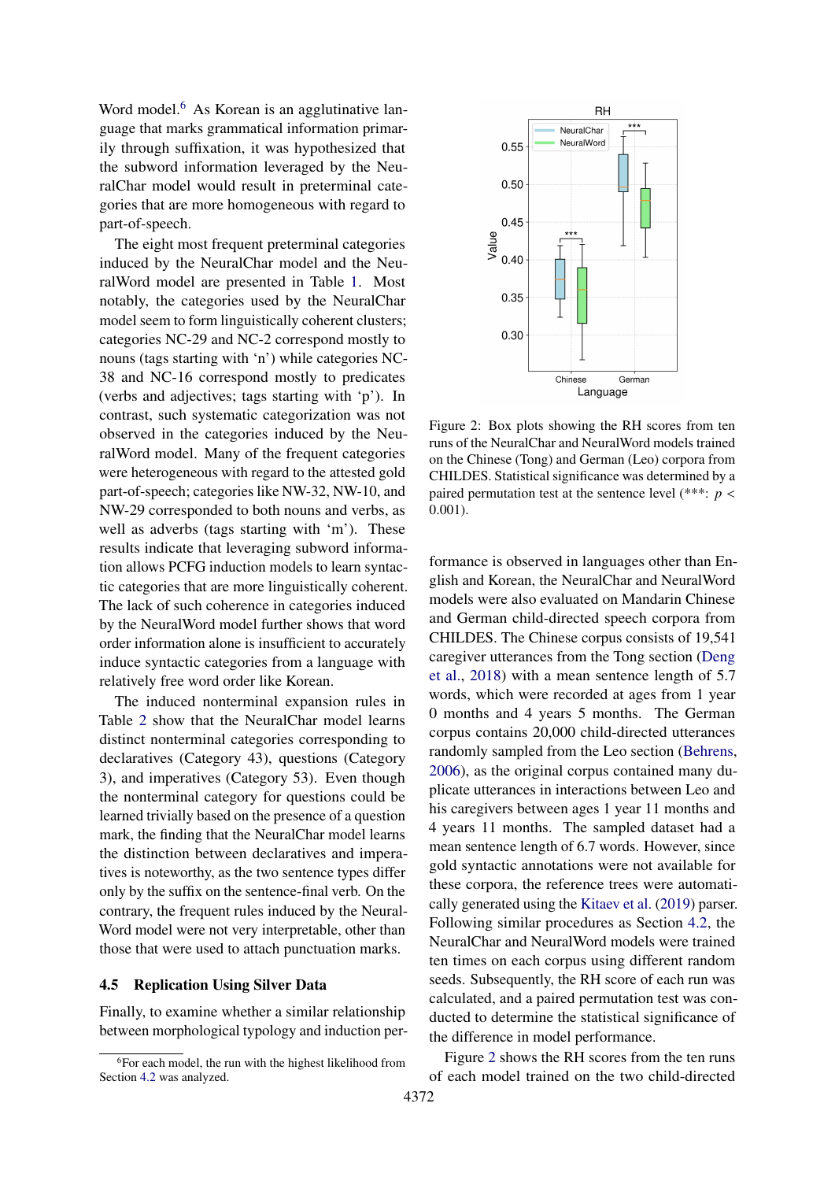Word model.[6] As Korean is an agglutinative language that marks grammatical information primarily through suffixation, it was hypothesized that the subword information leveraged by the NeuralChar model would result in preterminal categories that are more homogeneous with regard to part-of-speech.

The eight most frequent preterminal categories induced by the NeuralChar model and the NeuralWord model are presented in Table 1. Most notably, the categories used by the NeuralChar model seem to form linguistically coherent clusters; categories NC-29 and NC-2 correspond mostly to nouns (tags starting with 'n') while categories NC-38 and NC-16 correspond mostly to predicates (verbs and adjectives; tags starting with 'p'). In contrast, such systematic categorization was not observed in the categories induced by the NeuralWord model. Many of the frequent categories were heterogeneous with regard to the attested gold part-of-speech; categories like NW-32, NW-10, and NW-29 corresponded to both nouns and verbs, as well as adverbs (tags starting with 'm'). These results indicate that leveraging subword information allows PCFG induction models to learn syntactic categories that are more linguistically coherent. The lack of such coherence in categories induced by the NeuralWord model further shows that word order information alone is insufficient to accurately induce syntactic categories from a language with relatively free word order like Korean.

The induced nonterminal expansion rules in Table 2 show that the NeuralChar model learns distinct nonterminal categories corresponding to declaratives (Category 43), questions (Category 3), and imperatives (Category 53). Even though the nonterminal category for questions could be learned trivially based on the presence of a question mark, the finding that the NeuralChar model learns the distinction between declaratives and imperatives is noteworthy, as the two sentence types differ only by the suffix on the sentence-final verb. On the contrary, the frequent rules induced by the NeuralWord model were not very interpretable, other than those that were used to attach punctuation marks.

### 4.5 Replication Using Silver Data

Finally, to examine whether a similar relationship between morphological typology and induction performance is observed in languages other than English and Korean, the NeuralChar and NeuralWord models were also evaluated on Mandarin Chinese and German child-directed speech corpora from CHILDES. The Chinese corpus consists of 19,541 caregiver utterances from the Tong section (Deng et al., 2018) with a mean sentence length of 5.7 words, which were recorded at ages from 1 year 0 months and 4 years 5 months. The German corpus contains 20,000 child-directed utterances randomly sampled from the Leo section (Behrens, 2006), as the original corpus contained many duplicate utterances in interactions between Leo and his caregivers between ages 1 year 11 months and 4 years 11 months. The sampled dataset had a mean sentence length of 6.7 words. However, since gold syntactic annotations were not available for these corpora, the reference trees were automatically generated using the Kitaev et al. (2019) parser. Following similar procedures as Section 4.2, the NeuralChar and NeuralWord models were trained ten times on each corpus using different random seeds. Subsequently, the RH score of each run was calculated, and a paired permutation test was conducted to determine the statistical significance of the difference in model performance.

Figure 2: Box plots showing the RH scores from ten runs of the NeuralChar and NeuralWord models trained on the Chinese (Tong) and German (Leo) corpora from CHILDES. Statistical significance was determined by a paired permutation test at the sentence level (***: $p < 0.001$).

Figure 2 shows the RH scores from the ten runs of each model trained on the two child-directed

[6] For each model, the run with the highest likelihood from Section 4.2 was analyzed.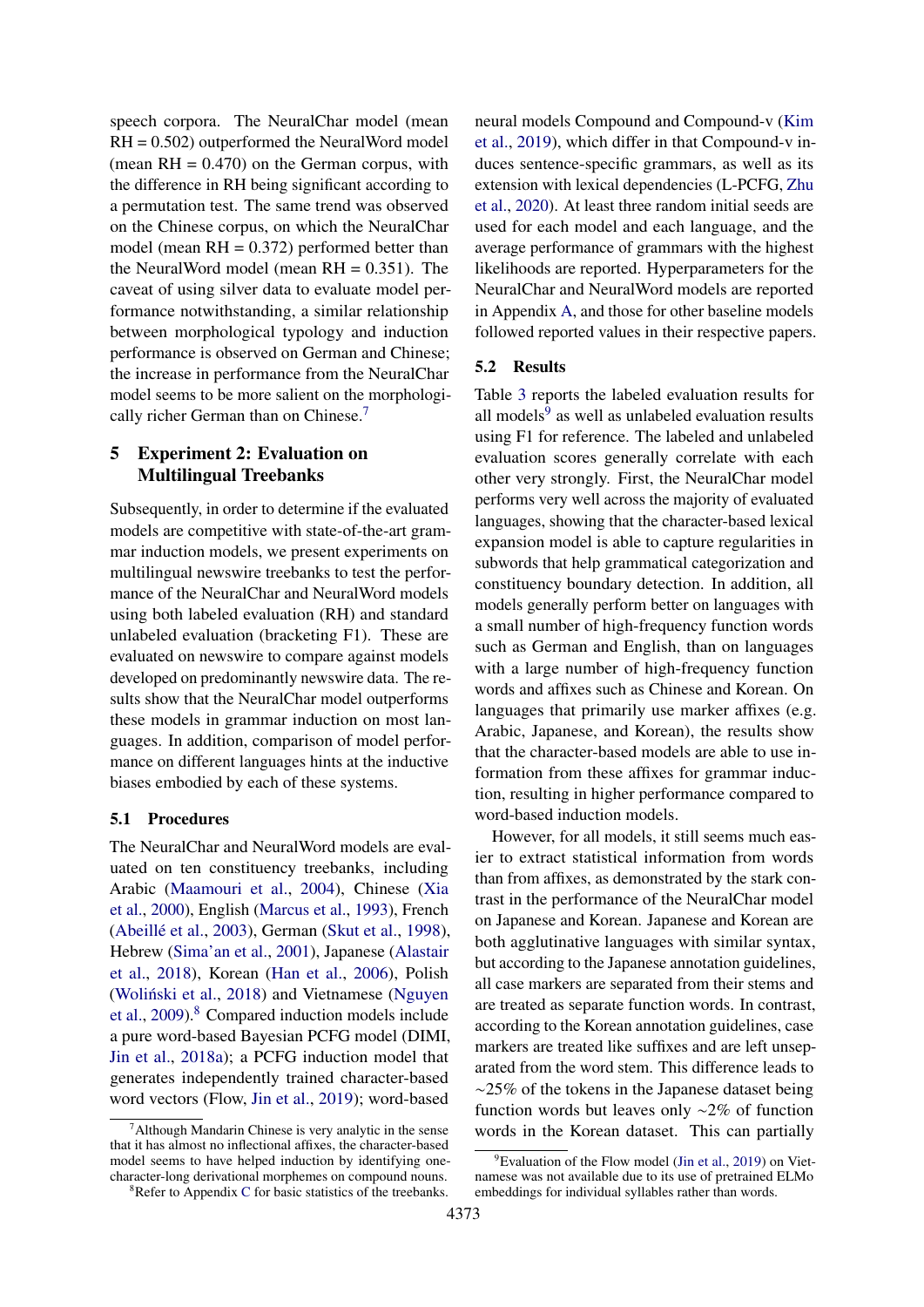speech corpora. The NeuralChar model (mean RH = 0.502) outperformed the NeuralWord model (mean RH = 0.470) on the German corpus, with the difference in RH being significant according to a permutation test. The same trend was observed on the Chinese corpus, on which the NeuralChar model (mean RH = 0.372) performed better than the NeuralWord model (mean RH = 0.351). The caveat of using silver data to evaluate model performance notwithstanding, a similar relationship between morphological typology and induction performance is observed on German and Chinese; the increase in performance from the NeuralChar model seems to be more salient on the morphologically richer German than on Chinese.[7]

## 5 Experiment 2: Evaluation on Multilingual Treebanks

Subsequently, in order to determine if the evaluated models are competitive with state-of-the-art grammar induction models, we present experiments on multilingual newswire treebanks to test the performance of the NeuralChar and NeuralWord models using both labeled evaluation (RH) and standard unlabeled evaluation (bracketing F1). These are evaluated on newswire to compare against models developed on predominantly newswire data. The results show that the NeuralChar model outperforms these models in grammar induction on most languages. In addition, comparison of model performance on different languages hints at the inductive biases embodied by each of these systems.

### 5.1 Procedures

The NeuralChar and NeuralWord models are evaluated on ten constituency treebanks, including Arabic (Maamouri et al., 2004), Chinese (Xia et al., 2000), English (Marcus et al., 1993), French (Abeillé et al., 2003), German (Skut et al., 1998), Hebrew (Sima'an et al., 2001), Japanese (Alastair et al., 2018), Korean (Han et al., 2006), Polish (Woliński et al., 2018) and Vietnamese (Nguyen et al., 2009).[8] Compared induction models include a pure word-based Bayesian PCFG model (DIMI, Jin et al., 2018a); a PCFG induction model that generates independently trained character-based word vectors (Flow, Jin et al., 2019); word-based neural models Compound and Compound-v (Kim et al., 2019), which differ in that Compound-v induces sentence-specific grammars, as well as its extension with lexical dependencies (L-PCFG, Zhu et al., 2020). At least three random initial seeds are used for each model and each language, and the average performance of grammars with the highest likelihoods are reported. Hyperparameters for the NeuralChar and NeuralWord models are reported in Appendix A, and those for other baseline models followed reported values in their respective papers.

### 5.2 Results

Table 3 reports the labeled evaluation results for all models[9] as well as unlabeled evaluation results using F1 for reference. The labeled and unlabeled evaluation scores generally correlate with each other very strongly. First, the NeuralChar model performs very well across the majority of evaluated languages, showing that the character-based lexical expansion model is able to capture regularities in subwords that help grammatical categorization and constituency boundary detection. In addition, all models generally perform better on languages with a small number of high-frequency function words such as German and English, than on languages with a large number of high-frequency function words and affixes such as Chinese and Korean. On languages that primarily use marker affixes (e.g. Arabic, Japanese, and Korean), the results show that the character-based models are able to use information from these affixes for grammar induction, resulting in higher performance compared to word-based induction models.

However, for all models, it still seems much easier to extract statistical information from words than from affixes, as demonstrated by the stark contrast in the performance of the NeuralChar model on Japanese and Korean. Japanese and Korean are both agglutinative languages with similar syntax, but according to the Japanese annotation guidelines, all case markers are separated from their stems and are treated as separate function words. In contrast, according to the Korean annotation guidelines, case markers are treated like suffixes and are left unseparated from the word stem. This difference leads to $\sim$25% of the tokens in the Japanese dataset being function words but leaves only $\sim$2% of function words in the Korean dataset. This can partially

[7] Although Mandarin Chinese is very analytic in the sense that it has almost no inflectional affixes, the character-based model seems to have helped induction by identifying one-character-long derivational morphemes on compound nouns.

[8] Refer to Appendix C for basic statistics of the treebanks.

[9] Evaluation of the Flow model (Jin et al., 2019) on Vietnamese was not available due to its use of pretrained ELMo embeddings for individual syllables rather than words.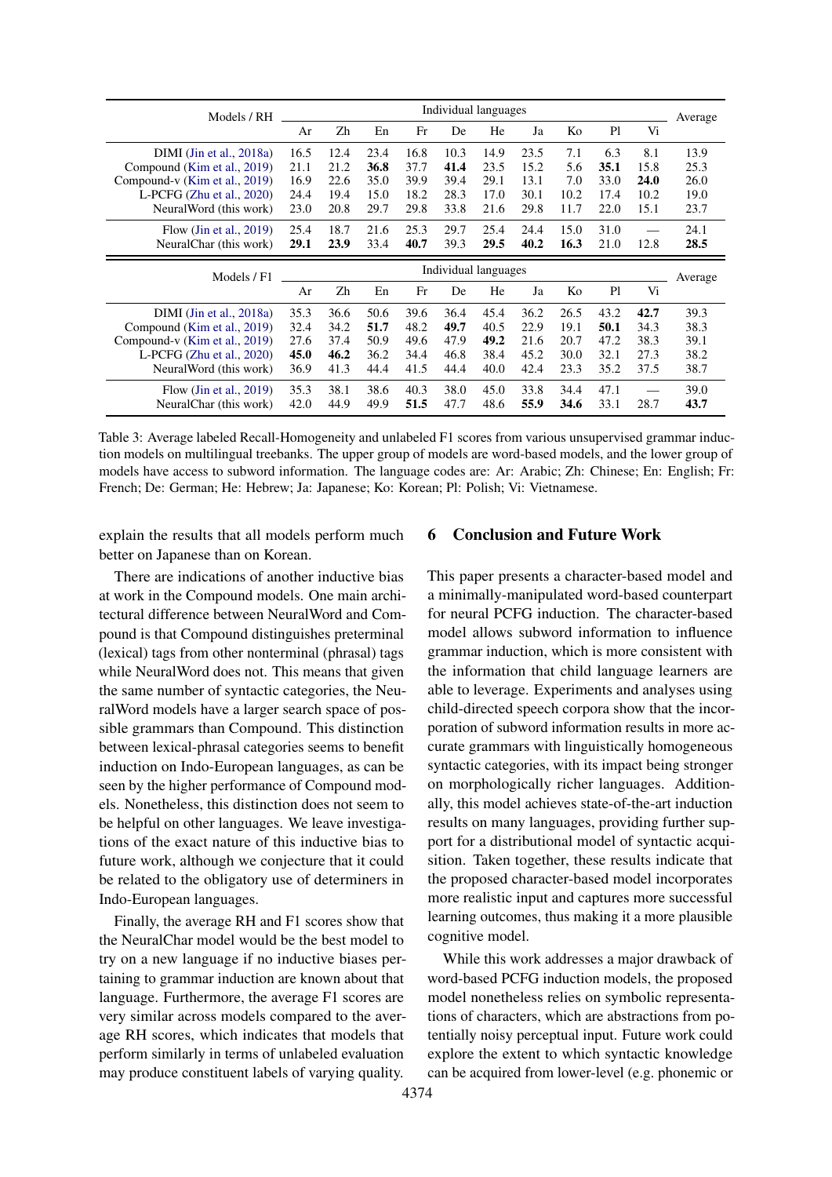| Models / RH | Individual languages | | | | | | | | | | Average |
|---|---|---|---|---|---|---|---|---|---|---|---|
| | Ar | Zh | En | Fr | De | He | Ja | Ko | Pl | Vi | |
| DIMI (Jin et al., 2018a) | 16.5 | 12.4 | 23.4 | 16.8 | 10.3 | 14.9 | 23.5 | 7.1 | 6.3 | 8.1 | 13.9 |
| Compound (Kim et al., 2019) | 21.1 | 21.2 | **36.8** | 37.7 | **41.4** | 23.5 | 15.2 | 5.6 | **35.1** | 15.8 | 25.3 |
| Compound-v (Kim et al., 2019) | 16.9 | 22.6 | 35.0 | 39.9 | 39.4 | 29.1 | 13.1 | 7.0 | 33.0 | **24.0** | 26.0 |
| L-PCFG (Zhu et al., 2020) | 24.4 | 19.4 | 15.0 | 18.2 | 28.3 | 17.0 | 30.1 | 10.2 | 17.4 | 10.2 | 19.0 |
| NeuralWord (this work) | 23.0 | 20.8 | 29.7 | 29.8 | 33.8 | 21.6 | 29.8 | 11.7 | 22.0 | 15.1 | 23.7 |
| Flow (Jin et al., 2019) | 25.4 | 18.7 | 21.6 | 25.3 | 29.7 | 25.4 | 24.4 | 15.0 | 31.0 | — | 24.1 |
| NeuralChar (this work) | **29.1** | **23.9** | 33.4 | **40.7** | 39.3 | **29.5** | **40.2** | **16.3** | 21.0 | 12.8 | **28.5** |

| Models / F1 | Individual languages | | | | | | | | | | Average |
|---|---|---|---|---|---|---|---|---|---|---|---|
| | Ar | Zh | En | Fr | De | He | Ja | Ko | Pl | Vi | |
| DIMI (Jin et al., 2018a) | 35.3 | 36.6 | 50.6 | 39.6 | 36.4 | 45.4 | 36.2 | 26.5 | 43.2 | **42.7** | 39.3 |
| Compound (Kim et al., 2019) | 32.4 | 34.2 | **51.7** | 48.2 | **49.7** | 40.5 | 22.9 | 19.1 | **50.1** | 34.3 | 38.3 |
| Compound-v (Kim et al., 2019) | 27.6 | 37.4 | 50.9 | 49.6 | 47.9 | **49.2** | 21.6 | 20.7 | 47.2 | 38.3 | 39.1 |
| L-PCFG (Zhu et al., 2020) | **45.0** | **46.2** | 36.2 | 34.4 | 46.8 | 38.4 | 45.2 | 30.0 | 32.1 | 27.3 | 38.2 |
| NeuralWord (this work) | 36.9 | 41.3 | 44.4 | 41.5 | 44.4 | 40.0 | 42.4 | 23.3 | 35.2 | 37.5 | 38.7 |
| Flow (Jin et al., 2019) | 35.3 | 38.1 | 38.6 | 40.3 | 38.0 | 45.0 | 33.8 | 34.4 | 47.1 | — | 39.0 |
| NeuralChar (this work) | 42.0 | 44.9 | 49.9 | **51.5** | 47.7 | 48.6 | **55.9** | **34.6** | 33.1 | 28.7 | **43.7** |

Table 3: Average labeled Recall-Homogeneity and unlabeled F1 scores from various unsupervised grammar induction models on multilingual treebanks. The upper group of models are word-based models, and the lower group of models have access to subword information. The language codes are: Ar: Arabic; Zh: Chinese; En: English; Fr: French; De: German; He: Hebrew; Ja: Japanese; Ko: Korean; Pl: Polish; Vi: Vietnamese.

explain the results that all models perform much better on Japanese than on Korean.

There are indications of another inductive bias at work in the Compound models. One main architectural difference between NeuralWord and Compound is that Compound distinguishes preterminal (lexical) tags from other nonterminal (phrasal) tags while NeuralWord does not. This means that given the same number of syntactic categories, the NeuralWord models have a larger search space of possible grammars than Compound. This distinction between lexical-phrasal categories seems to benefit induction on Indo-European languages, as can be seen by the higher performance of Compound models. Nonetheless, this distinction does not seem to be helpful on other languages. We leave investigations of the exact nature of this inductive bias to future work, although we conjecture that it could be related to the obligatory use of determiners in Indo-European languages.

Finally, the average RH and F1 scores show that the NeuralChar model would be the best model to try on a new language if no inductive biases pertaining to grammar induction are known about that language. Furthermore, the average F1 scores are very similar across models compared to the average RH scores, which indicates that models that perform similarly in terms of unlabeled evaluation may produce constituent labels of varying quality.

## 6 Conclusion and Future Work

This paper presents a character-based model and a minimally-manipulated word-based counterpart for neural PCFG induction. The character-based model allows subword information to influence grammar induction, which is more consistent with the information that child language learners are able to leverage. Experiments and analyses using child-directed speech corpora show that the incorporation of subword information results in more accurate grammars with linguistically homogeneous syntactic categories, with its impact being stronger on morphologically richer languages. Additionally, this model achieves state-of-the-art induction results on many languages, providing further support for a distributional model of syntactic acquisition. Taken together, these results indicate that the proposed character-based model incorporates more realistic input and captures more successful learning outcomes, thus making it a more plausible cognitive model.

While this work addresses a major drawback of word-based PCFG induction models, the proposed model nonetheless relies on symbolic representations of characters, which are abstractions from potentially noisy perceptual input. Future work could explore the extent to which syntactic knowledge can be acquired from lower-level (e.g. phonemic or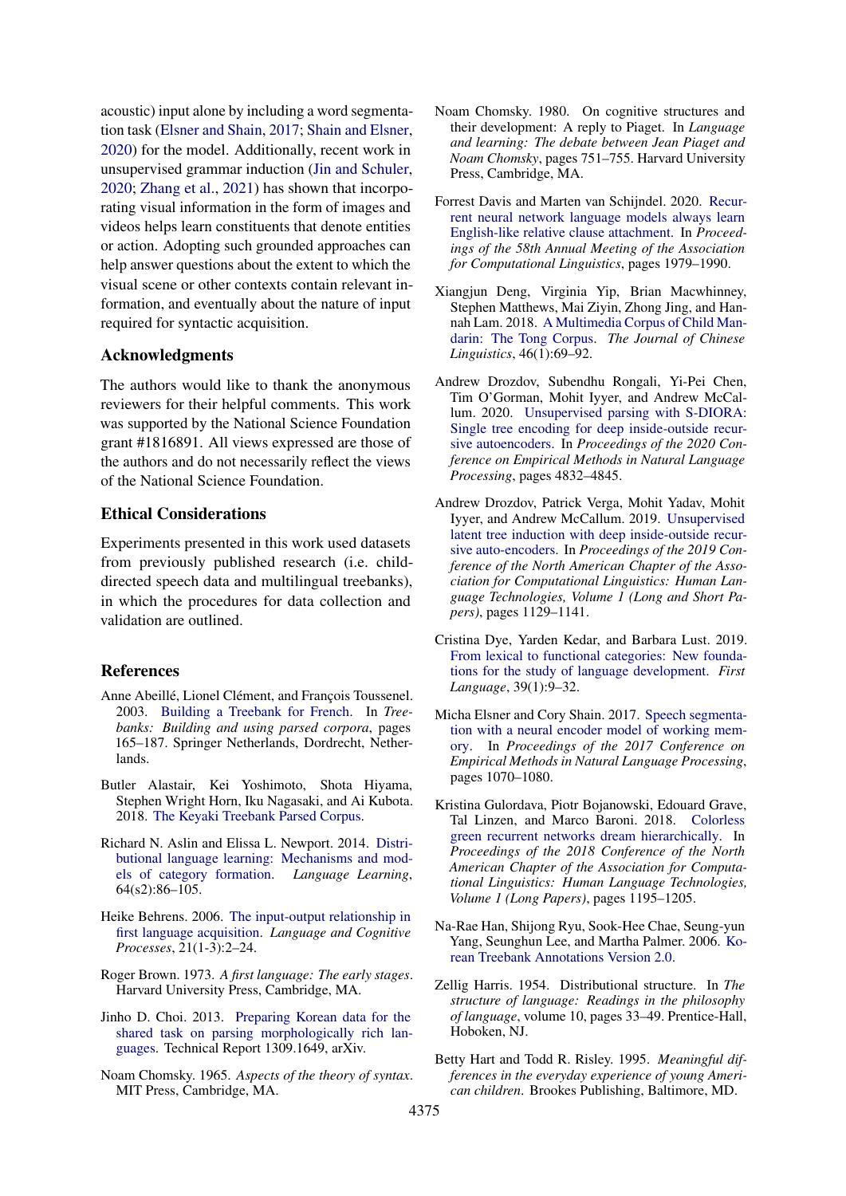acoustic) input alone by including a word segmentation task (Elsner and Shain, 2017; Shain and Elsner, 2020) for the model. Additionally, recent work in unsupervised grammar induction (Jin and Schuler, 2020; Zhang et al., 2021) has shown that incorporating visual information in the form of images and videos helps learn constituents that denote entities or action. Adopting such grounded approaches can help answer questions about the extent to which the visual scene or other contexts contain relevant information, and eventually about the nature of input required for syntactic acquisition.

## Acknowledgments

The authors would like to thank the anonymous reviewers for their helpful comments. This work was supported by the National Science Foundation grant #1816891. All views expressed are those of the authors and do not necessarily reflect the views of the National Science Foundation.

## Ethical Considerations

Experiments presented in this work used datasets from previously published research (i.e. child-directed speech data and multilingual treebanks), in which the procedures for data collection and validation are outlined.

## References

Anne Abeillé, Lionel Clément, and François Toussenel. 2003. Building a Treebank for French. In *Treebanks: Building and using parsed corpora*, pages 165–187. Springer Netherlands, Dordrecht, Netherlands.

Butler Alastair, Kei Yoshimoto, Shota Hiyama, Stephen Wright Horn, Iku Nagasaki, and Ai Kubota. 2018. The Keyaki Treebank Parsed Corpus.

Richard N. Aslin and Elissa L. Newport. 2014. Distributional language learning: Mechanisms and models of category formation. *Language Learning*, 64(s2):86–105.

Heike Behrens. 2006. The input-output relationship in first language acquisition. *Language and Cognitive Processes*, 21(1-3):2–24.

Roger Brown. 1973. *A first language: The early stages*. Harvard University Press, Cambridge, MA.

Jinho D. Choi. 2013. Preparing Korean data for the shared task on parsing morphologically rich languages. Technical Report 1309.1649, arXiv.

Noam Chomsky. 1965. *Aspects of the theory of syntax*. MIT Press, Cambridge, MA.

Noam Chomsky. 1980. On cognitive structures and their development: A reply to Piaget. In *Language and learning: The debate between Jean Piaget and Noam Chomsky*, pages 751–755. Harvard University Press, Cambridge, MA.

Forrest Davis and Marten van Schijndel. 2020. Recurrent neural network language models always learn English-like relative clause attachment. In *Proceedings of the 58th Annual Meeting of the Association for Computational Linguistics*, pages 1979–1990.

Xiangjun Deng, Virginia Yip, Brian Macwhinney, Stephen Matthews, Mai Ziyin, Zhong Jing, and Hannah Lam. 2018. A Multimedia Corpus of Child Mandarin: The Tong Corpus. *The Journal of Chinese Linguistics*, 46(1):69–92.

Andrew Drozdov, Subendhu Rongali, Yi-Pei Chen, Tim O'Gorman, Mohit Iyyer, and Andrew McCallum. 2020. Unsupervised parsing with S-DIORA: Single tree encoding for deep inside-outside recursive autoencoders. In *Proceedings of the 2020 Conference on Empirical Methods in Natural Language Processing*, pages 4832–4845.

Andrew Drozdov, Patrick Verga, Mohit Yadav, Mohit Iyyer, and Andrew McCallum. 2019. Unsupervised latent tree induction with deep inside-outside recursive auto-encoders. In *Proceedings of the 2019 Conference of the North American Chapter of the Association for Computational Linguistics: Human Language Technologies, Volume 1 (Long and Short Papers)*, pages 1129–1141.

Cristina Dye, Yarden Kedar, and Barbara Lust. 2019. From lexical to functional categories: New foundations for the study of language development. *First Language*, 39(1):9–32.

Micha Elsner and Cory Shain. 2017. Speech segmentation with a neural encoder model of working memory. In *Proceedings of the 2017 Conference on Empirical Methods in Natural Language Processing*, pages 1070–1080.

Kristina Gulordava, Piotr Bojanowski, Edouard Grave, Tal Linzen, and Marco Baroni. 2018. Colorless green recurrent networks dream hierarchically. In *Proceedings of the 2018 Conference of the North American Chapter of the Association for Computational Linguistics: Human Language Technologies, Volume 1 (Long Papers)*, pages 1195–1205.

Na-Rae Han, Shijong Ryu, Sook-Hee Chae, Seung-yun Yang, Seunghun Lee, and Martha Palmer. 2006. Korean Treebank Annotations Version 2.0.

Zellig Harris. 1954. Distributional structure. In *The structure of language: Readings in the philosophy of language*, volume 10, pages 33–49. Prentice-Hall, Hoboken, NJ.

Betty Hart and Todd R. Risley. 1995. *Meaningful differences in the everyday experience of young American children*. Brookes Publishing, Baltimore, MD.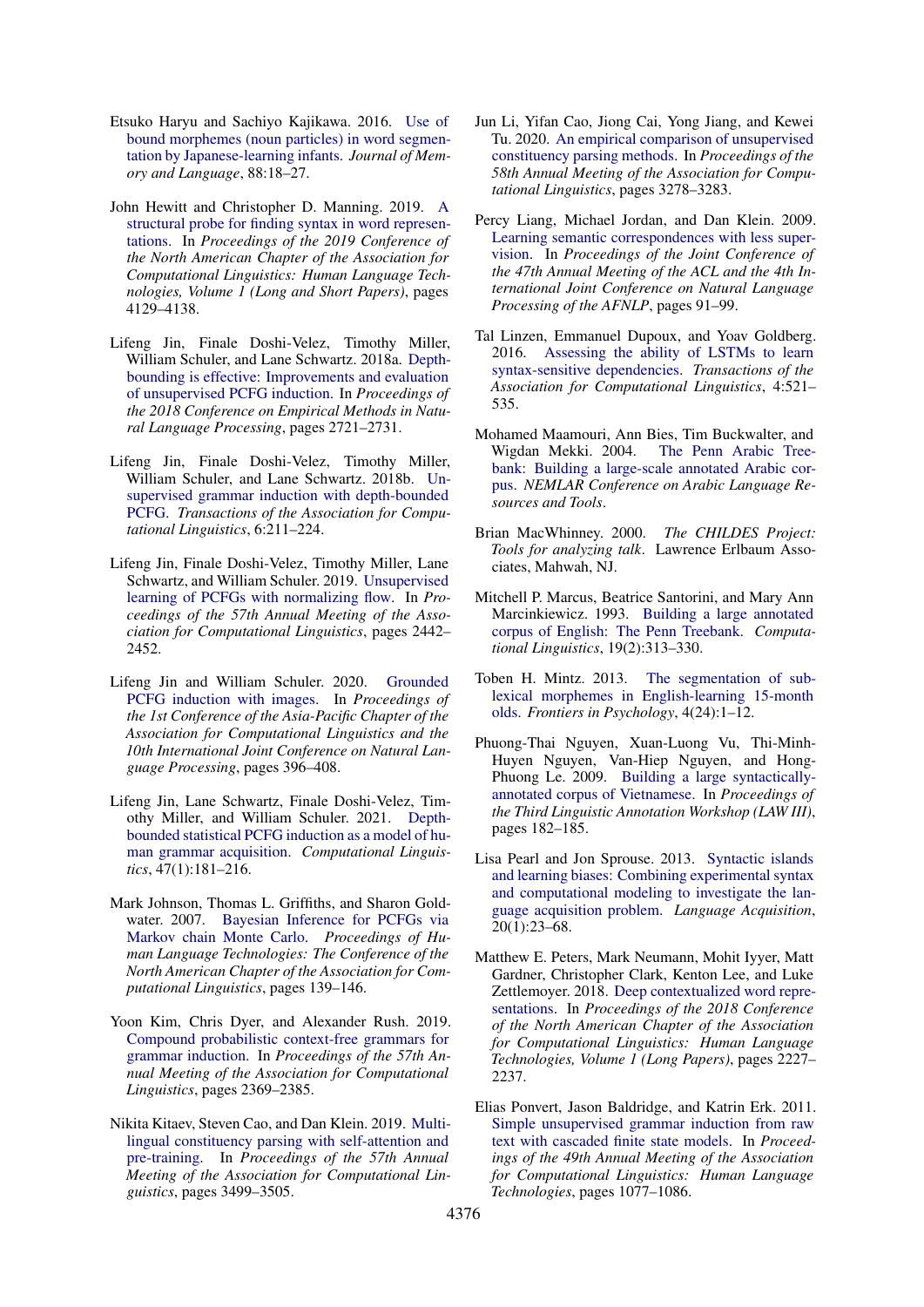Etsuko Haryu and Sachiyo Kajikawa. 2016. Use of bound morphemes (noun particles) in word segmentation by Japanese-learning infants. *Journal of Memory and Language*, 88:18–27.

John Hewitt and Christopher D. Manning. 2019. A structural probe for finding syntax in word representations. In *Proceedings of the 2019 Conference of the North American Chapter of the Association for Computational Linguistics: Human Language Technologies, Volume 1 (Long and Short Papers)*, pages 4129–4138.

Lifeng Jin, Finale Doshi-Velez, Timothy Miller, William Schuler, and Lane Schwartz. 2018a. Depth-bounding is effective: Improvements and evaluation of unsupervised PCFG induction. In *Proceedings of the 2018 Conference on Empirical Methods in Natural Language Processing*, pages 2721–2731.

Lifeng Jin, Finale Doshi-Velez, Timothy Miller, William Schuler, and Lane Schwartz. 2018b. Unsupervised grammar induction with depth-bounded PCFG. *Transactions of the Association for Computational Linguistics*, 6:211–224.

Lifeng Jin, Finale Doshi-Velez, Timothy Miller, Lane Schwartz, and William Schuler. 2019. Unsupervised learning of PCFGs with normalizing flow. In *Proceedings of the 57th Annual Meeting of the Association for Computational Linguistics*, pages 2442–2452.

Lifeng Jin and William Schuler. 2020. Grounded PCFG induction with images. In *Proceedings of the 1st Conference of the Asia-Pacific Chapter of the Association for Computational Linguistics and the 10th International Joint Conference on Natural Language Processing*, pages 396–408.

Lifeng Jin, Lane Schwartz, Finale Doshi-Velez, Timothy Miller, and William Schuler. 2021. Depth-bounded statistical PCFG induction as a model of human grammar acquisition. *Computational Linguistics*, 47(1):181–216.

Mark Johnson, Thomas L. Griffiths, and Sharon Goldwater. 2007. Bayesian Inference for PCFGs via Markov chain Monte Carlo. *Proceedings of Human Language Technologies: The Conference of the North American Chapter of the Association for Computational Linguistics*, pages 139–146.

Yoon Kim, Chris Dyer, and Alexander Rush. 2019. Compound probabilistic context-free grammars for grammar induction. In *Proceedings of the 57th Annual Meeting of the Association for Computational Linguistics*, pages 2369–2385.

Nikita Kitaev, Steven Cao, and Dan Klein. 2019. Multilingual constituency parsing with self-attention and pre-training. In *Proceedings of the 57th Annual Meeting of the Association for Computational Linguistics*, pages 3499–3505.

Jun Li, Yifan Cao, Jiong Cai, Yong Jiang, and Kewei Tu. 2020. An empirical comparison of unsupervised constituency parsing methods. In *Proceedings of the 58th Annual Meeting of the Association for Computational Linguistics*, pages 3278–3283.

Percy Liang, Michael Jordan, and Dan Klein. 2009. Learning semantic correspondences with less supervision. In *Proceedings of the Joint Conference of the 47th Annual Meeting of the ACL and the 4th International Joint Conference on Natural Language Processing of the AFNLP*, pages 91–99.

Tal Linzen, Emmanuel Dupoux, and Yoav Goldberg. 2016. Assessing the ability of LSTMs to learn syntax-sensitive dependencies. *Transactions of the Association for Computational Linguistics*, 4:521–535.

Mohamed Maamouri, Ann Bies, Tim Buckwalter, and Wigdan Mekki. 2004. The Penn Arabic Treebank: Building a large-scale annotated Arabic corpus. *NEMLAR Conference on Arabic Language Resources and Tools*.

Brian MacWhinney. 2000. *The CHILDES Project: Tools for analyzing talk*. Lawrence Erlbaum Associates, Mahwah, NJ.

Mitchell P. Marcus, Beatrice Santorini, and Mary Ann Marcinkiewicz. 1993. Building a large annotated corpus of English: The Penn Treebank. *Computational Linguistics*, 19(2):313–330.

Toben H. Mintz. 2013. The segmentation of sub-lexical morphemes in English-learning 15-month olds. *Frontiers in Psychology*, 4(24):1–12.

Phuong-Thai Nguyen, Xuan-Luong Vu, Thi-Minh-Huyen Nguyen, Van-Hiep Nguyen, and Hong-Phuong Le. 2009. Building a large syntactically-annotated corpus of Vietnamese. In *Proceedings of the Third Linguistic Annotation Workshop (LAW III)*, pages 182–185.

Lisa Pearl and Jon Sprouse. 2013. Syntactic islands and learning biases: Combining experimental syntax and computational modeling to investigate the language acquisition problem. *Language Acquisition*, 20(1):23–68.

Matthew E. Peters, Mark Neumann, Mohit Iyyer, Matt Gardner, Christopher Clark, Kenton Lee, and Luke Zettlemoyer. 2018. Deep contextualized word representations. In *Proceedings of the 2018 Conference of the North American Chapter of the Association for Computational Linguistics: Human Language Technologies, Volume 1 (Long Papers)*, pages 2227–2237.

Elias Ponvert, Jason Baldridge, and Katrin Erk. 2011. Simple unsupervised grammar induction from raw text with cascaded finite state models. In *Proceedings of the 49th Annual Meeting of the Association for Computational Linguistics: Human Language Technologies*, pages 1077–1086.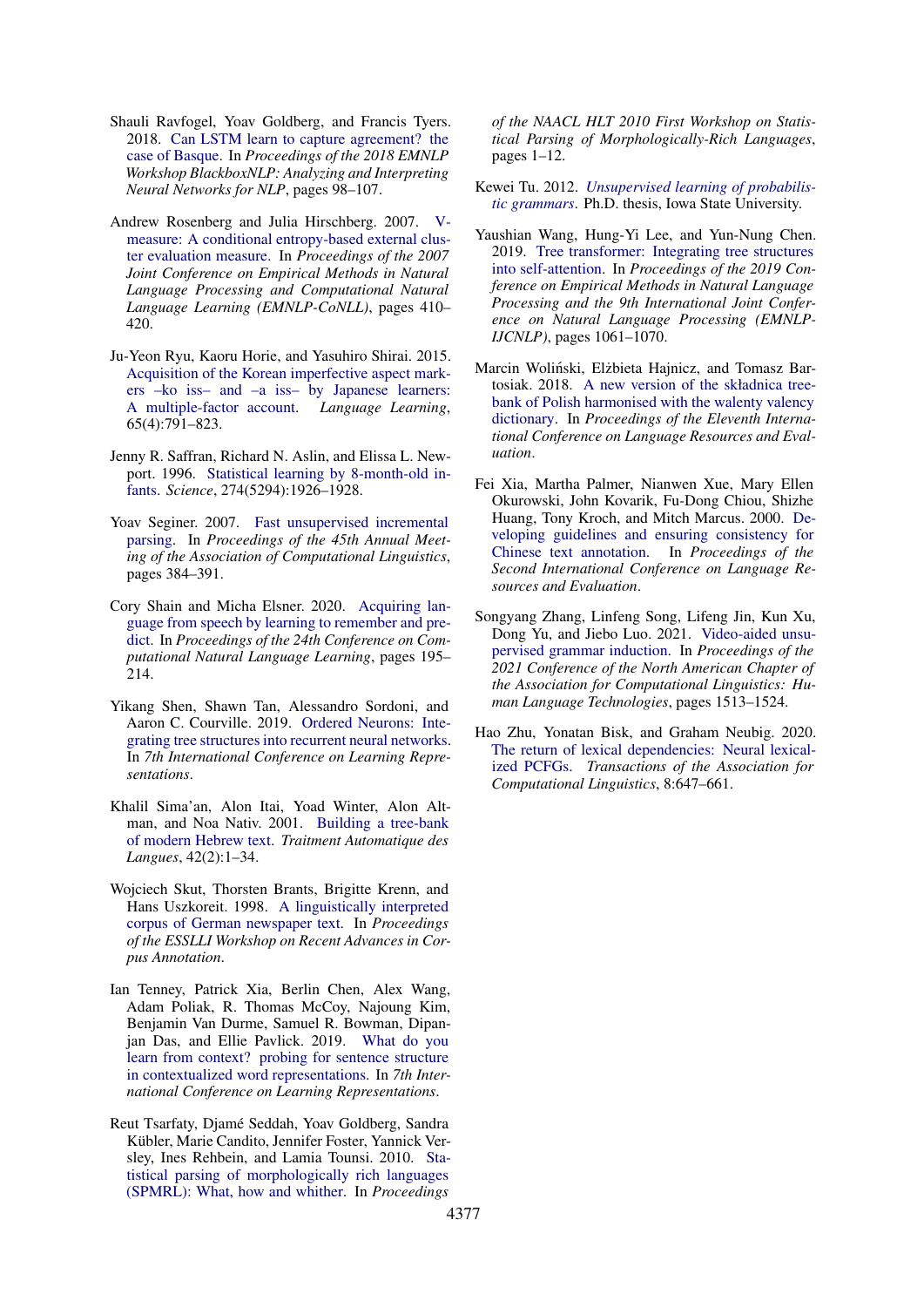Shauli Ravfogel, Yoav Goldberg, and Francis Tyers. 2018. Can LSTM learn to capture agreement? the case of Basque. In *Proceedings of the 2018 EMNLP Workshop BlackboxNLP: Analyzing and Interpreting Neural Networks for NLP*, pages 98–107.

Andrew Rosenberg and Julia Hirschberg. 2007. V-measure: A conditional entropy-based external cluster evaluation measure. In *Proceedings of the 2007 Joint Conference on Empirical Methods in Natural Language Processing and Computational Natural Language Learning (EMNLP-CoNLL)*, pages 410–420.

Ju-Yeon Ryu, Kaoru Horie, and Yasuhiro Shirai. 2015. Acquisition of the Korean imperfective aspect markers –ko iss– and –a iss– by Japanese learners: A multiple-factor account. *Language Learning*, 65(4):791–823.

Jenny R. Saffran, Richard N. Aslin, and Elissa L. Newport. 1996. Statistical learning by 8-month-old infants. *Science*, 274(5294):1926–1928.

Yoav Seginer. 2007. Fast unsupervised incremental parsing. In *Proceedings of the 45th Annual Meeting of the Association of Computational Linguistics*, pages 384–391.

Cory Shain and Micha Elsner. 2020. Acquiring language from speech by learning to remember and predict. In *Proceedings of the 24th Conference on Computational Natural Language Learning*, pages 195–214.

Yikang Shen, Shawn Tan, Alessandro Sordoni, and Aaron C. Courville. 2019. Ordered Neurons: Integrating tree structures into recurrent neural networks. In *7th International Conference on Learning Representations*.

Khalil Sima'an, Alon Itai, Yoad Winter, Alon Altman, and Noa Nativ. 2001. Building a tree-bank of modern Hebrew text. *Traitment Automatique des Langues*, 42(2):1–34.

Wojciech Skut, Thorsten Brants, Brigitte Krenn, and Hans Uszkoreit. 1998. A linguistically interpreted corpus of German newspaper text. In *Proceedings of the ESSLLI Workshop on Recent Advances in Corpus Annotation*.

Ian Tenney, Patrick Xia, Berlin Chen, Alex Wang, Adam Poliak, R. Thomas McCoy, Najoung Kim, Benjamin Van Durme, Samuel R. Bowman, Dipanjan Das, and Ellie Pavlick. 2019. What do you learn from context? probing for sentence structure in contextualized word representations. In *7th International Conference on Learning Representations*.

Reut Tsarfaty, Djamé Seddah, Yoav Goldberg, Sandra Kübler, Marie Candito, Jennifer Foster, Yannick Versley, Ines Rehbein, and Lamia Tounsi. 2010. Statistical parsing of morphologically rich languages (SPMRL): What, how and whither. In *Proceedings of the NAACL HLT 2010 First Workshop on Statistical Parsing of Morphologically-Rich Languages*, pages 1–12.

Kewei Tu. 2012. *Unsupervised learning of probabilistic grammars*. Ph.D. thesis, Iowa State University.

Yaushian Wang, Hung-Yi Lee, and Yun-Nung Chen. 2019. Tree transformer: Integrating tree structures into self-attention. In *Proceedings of the 2019 Conference on Empirical Methods in Natural Language Processing and the 9th International Joint Conference on Natural Language Processing (EMNLP-IJCNLP)*, pages 1061–1070.

Marcin Woliński, Elżbieta Hajnicz, and Tomasz Bartosiak. 2018. A new version of the składnica treebank of Polish harmonised with the walenty valency dictionary. In *Proceedings of the Eleventh International Conference on Language Resources and Evaluation*.

Fei Xia, Martha Palmer, Nianwen Xue, Mary Ellen Okurowski, John Kovarik, Fu-Dong Chiou, Shizhe Huang, Tony Kroch, and Mitch Marcus. 2000. Developing guidelines and ensuring consistency for Chinese text annotation. In *Proceedings of the Second International Conference on Language Resources and Evaluation*.

Songyang Zhang, Linfeng Song, Lifeng Jin, Kun Xu, Dong Yu, and Jiebo Luo. 2021. Video-aided unsupervised grammar induction. In *Proceedings of the 2021 Conference of the North American Chapter of the Association for Computational Linguistics: Human Language Technologies*, pages 1513–1524.

Hao Zhu, Yonatan Bisk, and Graham Neubig. 2020. The return of lexical dependencies: Neural lexicalized PCFGs. *Transactions of the Association for Computational Linguistics*, 8:647–661.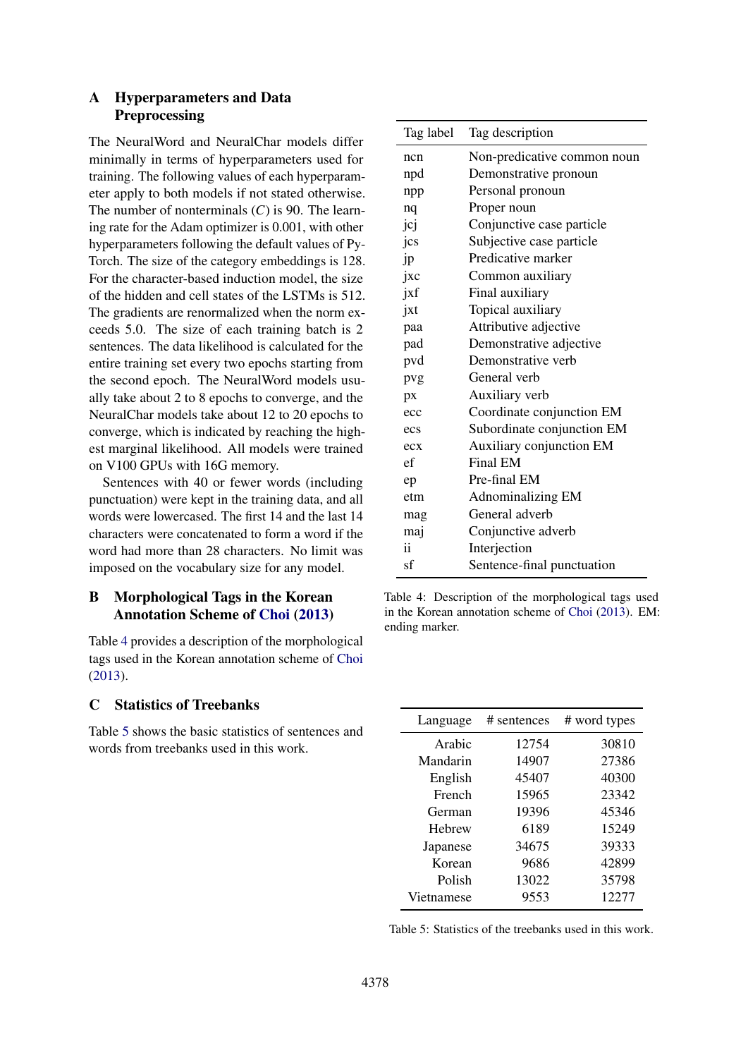# A Hyperparameters and Data Preprocessing

The NeuralWord and NeuralChar models differ minimally in terms of hyperparameters used for training. The following values of each hyperparameter apply to both models if not stated otherwise. The number of nonterminals ($C$) is 90. The learning rate for the Adam optimizer is 0.001, with other hyperparameters following the default values of PyTorch. The size of the category embeddings is 128. For the character-based induction model, the size of the hidden and cell states of the LSTMs is 512. The gradients are renormalized when the norm exceeds 5.0. The size of each training batch is 2 sentences. The data likelihood is calculated for the entire training set every two epochs starting from the second epoch. The NeuralWord models usually take about 2 to 8 epochs to converge, and the NeuralChar models take about 12 to 20 epochs to converge, which is indicated by reaching the highest marginal likelihood. All models were trained on V100 GPUs with 16G memory.

Sentences with 40 or fewer words (including punctuation) were kept in the training data, and all words were lowercased. The first 14 and the last 14 characters were concatenated to form a word if the word had more than 28 characters. No limit was imposed on the vocabulary size for any model.

# B Morphological Tags in the Korean Annotation Scheme of Choi (2013)

Table 4 provides a description of the morphological tags used in the Korean annotation scheme of Choi (2013).

| Tag label | Tag description |
|---|---|
| ncn | Non-predicative common noun |
| npd | Demonstrative pronoun |
| npp | Personal pronoun |
| nq | Proper noun |
| jcj | Conjunctive case particle |
| jcs | Subjective case particle |
| jp | Predicative marker |
| jxc | Common auxiliary |
| jxf | Final auxiliary |
| jxt | Topical auxiliary |
| paa | Attributive adjective |
| pad | Demonstrative adjective |
| pvd | Demonstrative verb |
| pvg | General verb |
| px | Auxiliary verb |
| ecc | Coordinate conjunction EM |
| ecs | Subordinate conjunction EM |
| ecx | Auxiliary conjunction EM |
| ef | Final EM |
| ep | Pre-final EM |
| etm | Adnominalizing EM |
| mag | General adverb |
| maj | Conjunctive adverb |
| ii | Interjection |
| sf | Sentence-final punctuation |

Table 4: Description of the morphological tags used in the Korean annotation scheme of Choi (2013). EM: ending marker.

# C Statistics of Treebanks

Table 5 shows the basic statistics of sentences and words from treebanks used in this work.

| Language | # sentences | # word types |
|---|---|---|
| Arabic | 12754 | 30810 |
| Mandarin | 14907 | 27386 |
| English | 45407 | 40300 |
| French | 15965 | 23342 |
| German | 19396 | 45346 |
| Hebrew | 6189 | 15249 |
| Japanese | 34675 | 39333 |
| Korean | 9686 | 42899 |
| Polish | 13022 | 35798 |
| Vietnamese | 9553 | 12277 |

Table 5: Statistics of the treebanks used in this work.